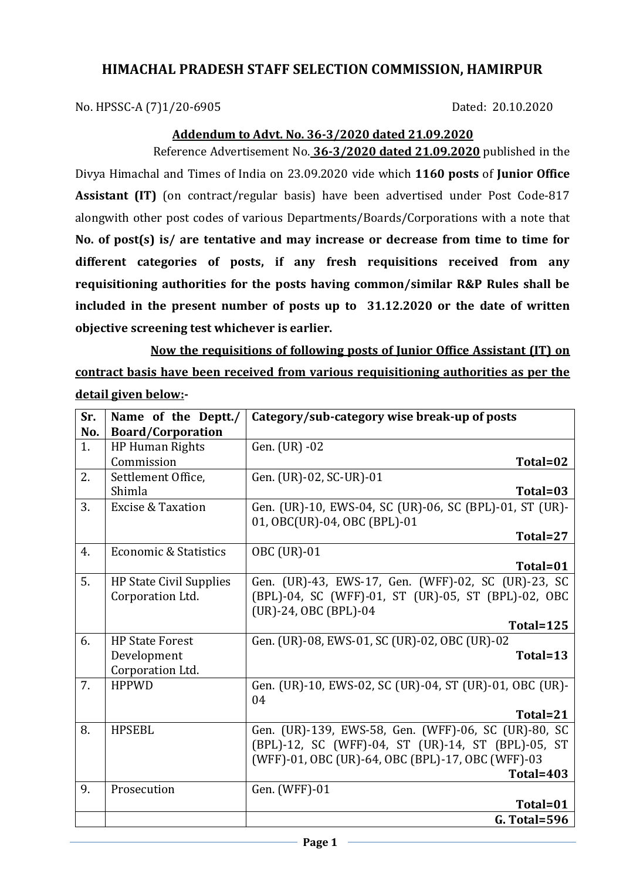# HIMACHAL PRADESH STAFF SELECTION COMMISSION, HAMIRPUR

No. HPSSC-A (7)1/20-6905 Dated: 20.10.2020

**Addendum to Advt. No. 36-3/2020 dated 21.09.2020**

Reference Advertisement No. **36-3/2020 dated 21.09.2020** published in the Divya Himachal and Times of India on 23.09.2020 vide which **1160 posts** of **Junior Office Assistant (IT)** (on contract/regular basis) have been advertised under Post Code-817 alongwith other post codes of various Departments/Boards/Corporations with a note that **No. of post(s) is/ are tentative and may increase or decrease from time to time for different categories of posts, if any fresh requisitions received from any requisitioning authorities for the posts having common/similar R&P Rules shall be included in the present number of posts up to 31.12.2020 or the date of written objective screening test whichever is earlier.**

**Now the requisitions of following posts of Junior Office Assistant (IT) on contract basis have been received from various requisitioning authorities as per the detail given below:-**

| Sr. No. | Name of the Deptt./ Board/Corporation | Category/sub-category wise break-up of posts |
|---|---|---|
| 1. | HP Human Rights Commission | Gen. (UR) -02 **Total=02** |
| 2. | Settlement Office, Shimla | Gen. (UR)-02, SC-UR)-01 **Total=03** |
| 3. | Excise & Taxation | Gen. (UR)-10, EWS-04, SC (UR)-06, SC (BPL)-01, ST (UR)-01, OBC(UR)-04, OBC (BPL)-01 **Total=27** |
| 4. | Economic & Statistics | OBC (UR)-01 **Total=01** |
| 5. | HP State Civil Supplies Corporation Ltd. | Gen. (UR)-43, EWS-17, Gen. (WFF)-02, SC (UR)-23, SC (BPL)-04, SC (WFF)-01, ST (UR)-05, ST (BPL)-02, OBC (UR)-24, OBC (BPL)-04 **Total=125** |
| 6. | HP State Forest Development Corporation Ltd. | Gen. (UR)-08, EWS-01, SC (UR)-02, OBC (UR)-02 **Total=13** |
| 7. | HPPWD | Gen. (UR)-10, EWS-02, SC (UR)-04, ST (UR)-01, OBC (UR)-04 **Total=21** |
| 8. | HPSEBL | Gen. (UR)-139, EWS-58, Gen. (WFF)-06, SC (UR)-80, SC (BPL)-12, SC (WFF)-04, ST (UR)-14, ST (BPL)-05, ST (WFF)-01, OBC (UR)-64, OBC (BPL)-17, OBC (WFF)-03 **Total=403** |
| 9. | Prosecution | Gen. (WFF)-01 **Total=01** |
| | | **G. Total=596** |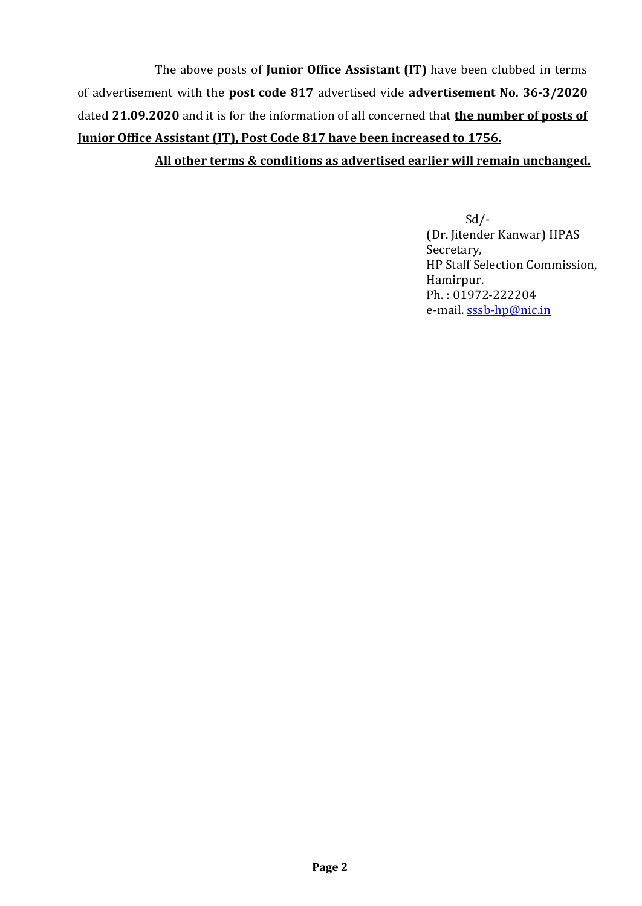The above posts of **Junior Office Assistant (IT)** have been clubbed in terms of advertisement with the **post code 817** advertised vide **advertisement No. 36-3/2020** dated **21.09.2020** and it is for the information of all concerned that **the number of posts of Junior Office Assistant (IT), Post Code 817 have been increased to 1756.**

**All other terms & conditions as advertised earlier will remain unchanged.**

Sd/-
(Dr. Jitender Kanwar) HPAS
Secretary,
HP Staff Selection Commission,
Hamirpur.
Ph. : 01972-222204
e-mail. sssb-hp@nic.in